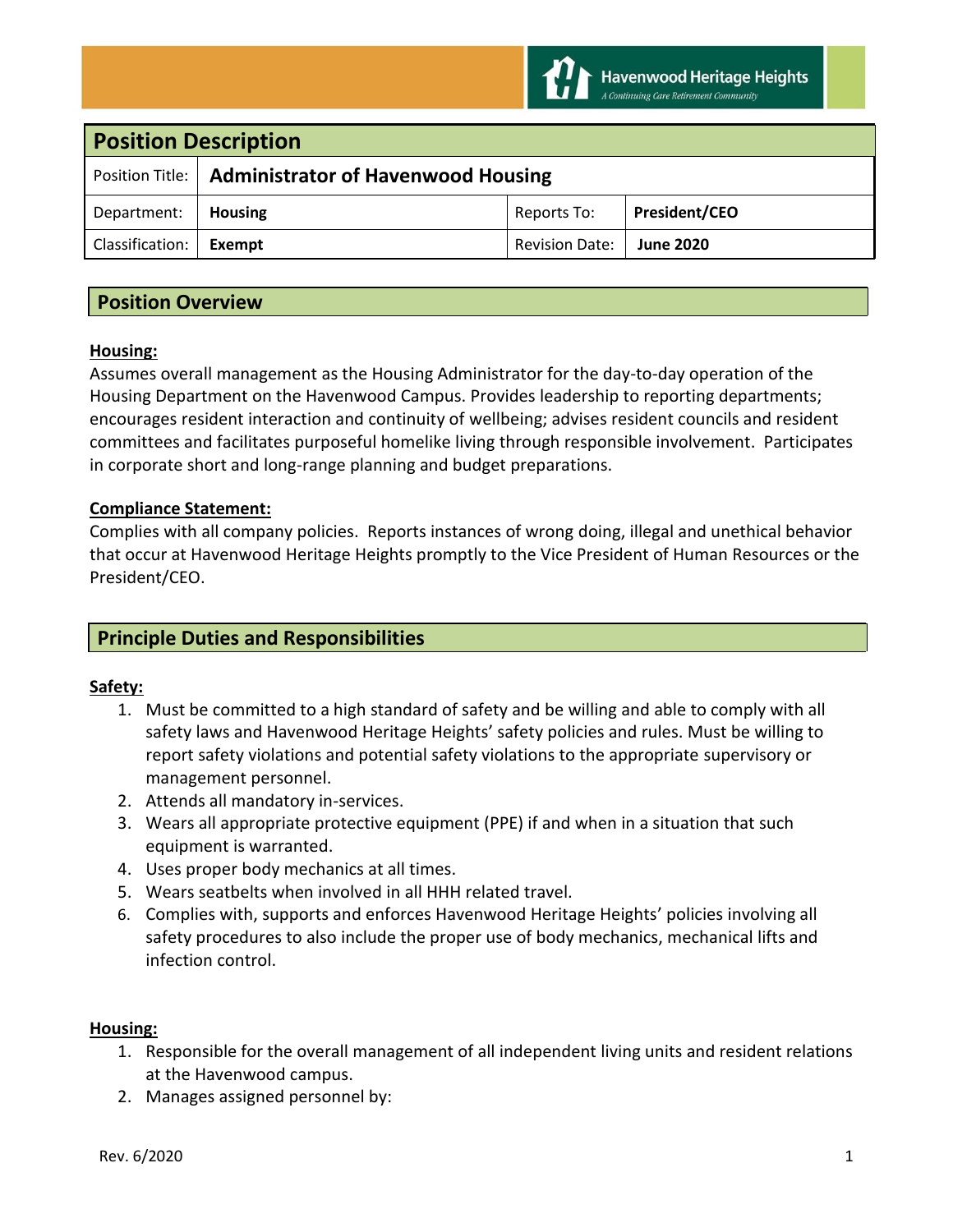Havenwood Heritage Heights
A Continuing Care Retirement Community

## Position Description

| Position Title: | Administrator of Havenwood Housing | | |
|---|---|---|---|
| Department: | **Housing** | Reports To: | **President/CEO** |
| Classification: | **Exempt** | Revision Date: | **June 2020** |

## Position Overview

**Housing:**

Assumes overall management as the Housing Administrator for the day-to-day operation of the Housing Department on the Havenwood Campus. Provides leadership to reporting departments; encourages resident interaction and continuity of wellbeing; advises resident councils and resident committees and facilitates purposeful homelike living through responsible involvement. Participates in corporate short and long-range planning and budget preparations.

**Compliance Statement:**

Complies with all company policies. Reports instances of wrong doing, illegal and unethical behavior that occur at Havenwood Heritage Heights promptly to the Vice President of Human Resources or the President/CEO.

## Principle Duties and Responsibilities

**Safety:**

1. Must be committed to a high standard of safety and be willing and able to comply with all safety laws and Havenwood Heritage Heights' safety policies and rules. Must be willing to report safety violations and potential safety violations to the appropriate supervisory or management personnel.
2. Attends all mandatory in-services.
3. Wears all appropriate protective equipment (PPE) if and when in a situation that such equipment is warranted.
4. Uses proper body mechanics at all times.
5. Wears seatbelts when involved in all HHH related travel.
6. Complies with, supports and enforces Havenwood Heritage Heights' policies involving all safety procedures to also include the proper use of body mechanics, mechanical lifts and infection control.

**Housing:**

1. Responsible for the overall management of all independent living units and resident relations at the Havenwood campus.
2. Manages assigned personnel by: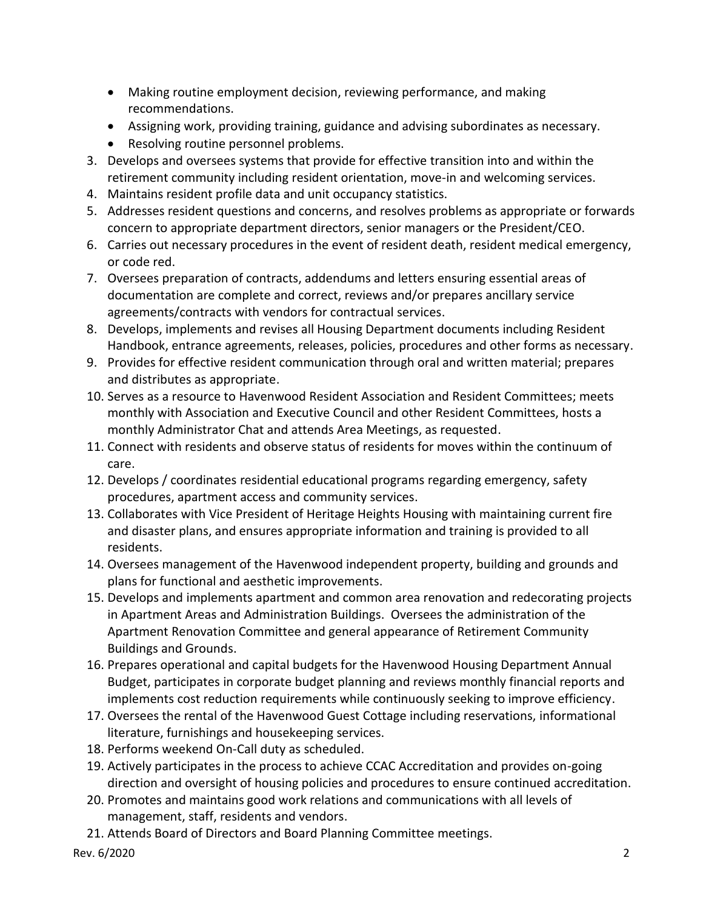- Making routine employment decision, reviewing performance, and making recommendations.
- Assigning work, providing training, guidance and advising subordinates as necessary.
- Resolving routine personnel problems.

3. Develops and oversees systems that provide for effective transition into and within the retirement community including resident orientation, move-in and welcoming services.
4. Maintains resident profile data and unit occupancy statistics.
5. Addresses resident questions and concerns, and resolves problems as appropriate or forwards concern to appropriate department directors, senior managers or the President/CEO.
6. Carries out necessary procedures in the event of resident death, resident medical emergency, or code red.
7. Oversees preparation of contracts, addendums and letters ensuring essential areas of documentation are complete and correct, reviews and/or prepares ancillary service agreements/contracts with vendors for contractual services.
8. Develops, implements and revises all Housing Department documents including Resident Handbook, entrance agreements, releases, policies, procedures and other forms as necessary.
9. Provides for effective resident communication through oral and written material; prepares and distributes as appropriate.
10. Serves as a resource to Havenwood Resident Association and Resident Committees; meets monthly with Association and Executive Council and other Resident Committees, hosts a monthly Administrator Chat and attends Area Meetings, as requested.
11. Connect with residents and observe status of residents for moves within the continuum of care.
12. Develops / coordinates residential educational programs regarding emergency, safety procedures, apartment access and community services.
13. Collaborates with Vice President of Heritage Heights Housing with maintaining current fire and disaster plans, and ensures appropriate information and training is provided to all residents.
14. Oversees management of the Havenwood independent property, building and grounds and plans for functional and aesthetic improvements.
15. Develops and implements apartment and common area renovation and redecorating projects in Apartment Areas and Administration Buildings. Oversees the administration of the Apartment Renovation Committee and general appearance of Retirement Community Buildings and Grounds.
16. Prepares operational and capital budgets for the Havenwood Housing Department Annual Budget, participates in corporate budget planning and reviews monthly financial reports and implements cost reduction requirements while continuously seeking to improve efficiency.
17. Oversees the rental of the Havenwood Guest Cottage including reservations, informational literature, furnishings and housekeeping services.
18. Performs weekend On-Call duty as scheduled.
19. Actively participates in the process to achieve CCAC Accreditation and provides on-going direction and oversight of housing policies and procedures to ensure continued accreditation.
20. Promotes and maintains good work relations and communications with all levels of management, staff, residents and vendors.
21. Attends Board of Directors and Board Planning Committee meetings.

Rev. 6/2020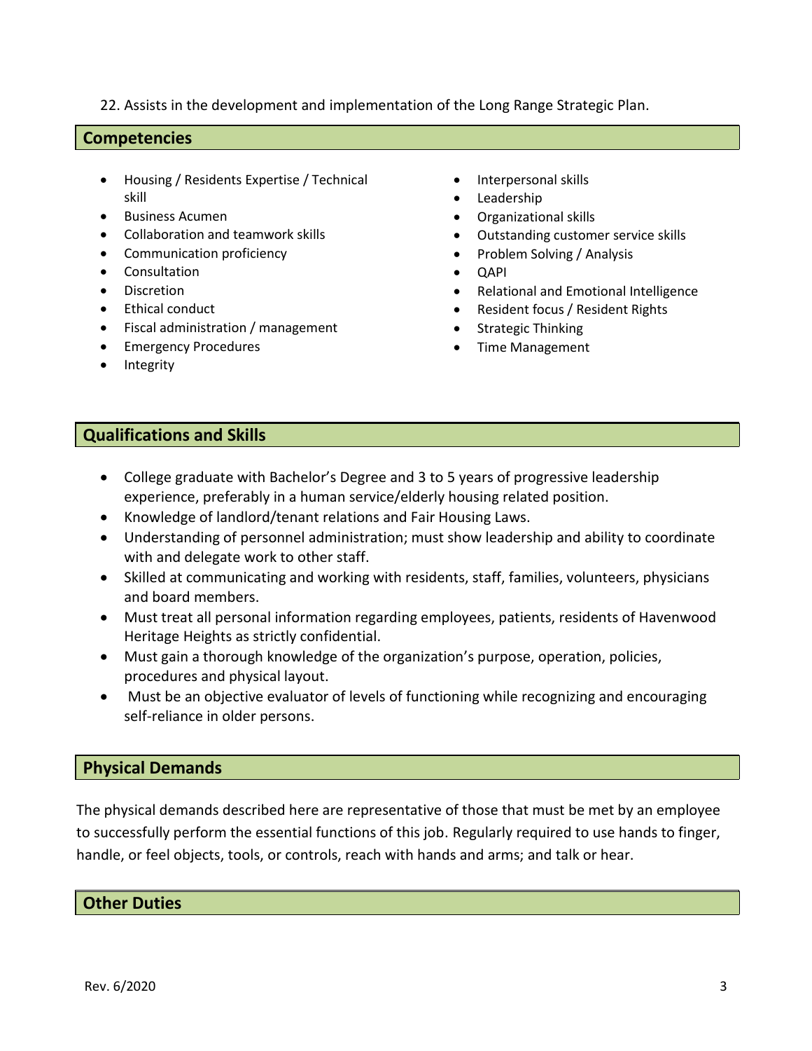22. Assists in the development and implementation of the Long Range Strategic Plan.

## Competencies

- Housing / Residents Expertise / Technical skill
- Business Acumen
- Collaboration and teamwork skills
- Communication proficiency
- Consultation
- Discretion
- Ethical conduct
- Fiscal administration / management
- Emergency Procedures
- Integrity
- Interpersonal skills
- Leadership
- Organizational skills
- Outstanding customer service skills
- Problem Solving / Analysis
- QAPI
- Relational and Emotional Intelligence
- Resident focus / Resident Rights
- Strategic Thinking
- Time Management

## Qualifications and Skills

- College graduate with Bachelor's Degree and 3 to 5 years of progressive leadership experience, preferably in a human service/elderly housing related position.
- Knowledge of landlord/tenant relations and Fair Housing Laws.
- Understanding of personnel administration; must show leadership and ability to coordinate with and delegate work to other staff.
- Skilled at communicating and working with residents, staff, families, volunteers, physicians and board members.
- Must treat all personal information regarding employees, patients, residents of Havenwood Heritage Heights as strictly confidential.
- Must gain a thorough knowledge of the organization's purpose, operation, policies, procedures and physical layout.
- Must be an objective evaluator of levels of functioning while recognizing and encouraging self-reliance in older persons.

## Physical Demands

The physical demands described here are representative of those that must be met by an employee to successfully perform the essential functions of this job. Regularly required to use hands to finger, handle, or feel objects, tools, or controls, reach with hands and arms; and talk or hear.

## Other Duties

Rev. 6/2020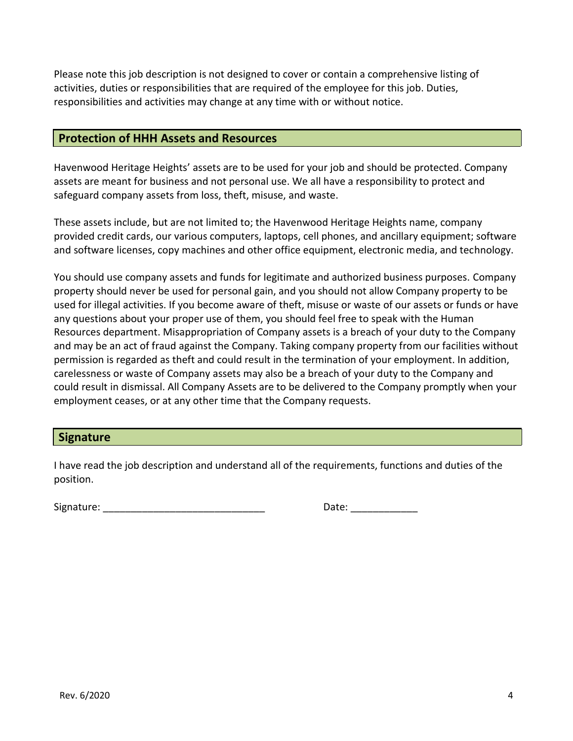Please note this job description is not designed to cover or contain a comprehensive listing of activities, duties or responsibilities that are required of the employee for this job. Duties, responsibilities and activities may change at any time with or without notice.

## Protection of HHH Assets and Resources

Havenwood Heritage Heights' assets are to be used for your job and should be protected. Company assets are meant for business and not personal use. We all have a responsibility to protect and safeguard company assets from loss, theft, misuse, and waste.

These assets include, but are not limited to; the Havenwood Heritage Heights name, company provided credit cards, our various computers, laptops, cell phones, and ancillary equipment; software and software licenses, copy machines and other office equipment, electronic media, and technology.

You should use company assets and funds for legitimate and authorized business purposes. Company property should never be used for personal gain, and you should not allow Company property to be used for illegal activities. If you become aware of theft, misuse or waste of our assets or funds or have any questions about your proper use of them, you should feel free to speak with the Human Resources department. Misappropriation of Company assets is a breach of your duty to the Company and may be an act of fraud against the Company. Taking company property from our facilities without permission is regarded as theft and could result in the termination of your employment. In addition, carelessness or waste of Company assets may also be a breach of your duty to the Company and could result in dismissal. All Company Assets are to be delivered to the Company promptly when your employment ceases, or at any other time that the Company requests.

## Signature

I have read the job description and understand all of the requirements, functions and duties of the position.

Signature: _____________________________ Date: ____________

Rev. 6/2020